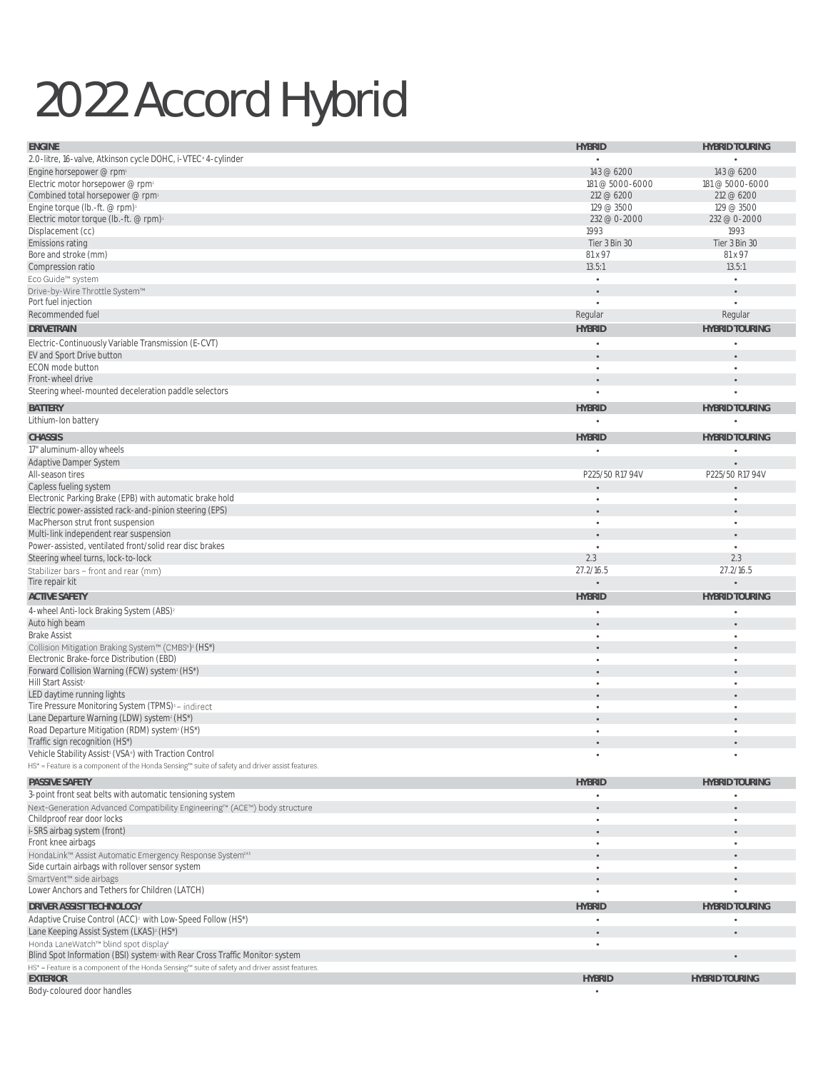# 2022 Accord Hybrid

| ENGINE | HYBRID | HYBRID TOURING |
|---|---|---|
| 2.0-litre, 16-valve, Atkinson cycle DOHC, i-VTEC® 4-cylinder | • | • |
| Engine horsepower @ rpm[1] | 143 @ 6200 | 143 @ 6200 |
| Electric motor horsepower @ rpm[1] | 181 @ 5000-6000 | 181 @ 5000-6000 |
| Combined total horsepower @ rpm[1] | 212 @ 6200 | 212 @ 6200 |
| Engine torque (lb.-ft. @ rpm)[1] | 129 @ 3500 | 129 @ 3500 |
| Electric motor torque (lb.-ft. @ rpm)[1] | 232 @ 0-2000 | 232 @ 0-2000 |
| Displacement (cc) | 1993 | 1993 |
| Emissions rating | Tier 3 Bin 30 | Tier 3 Bin 30 |
| Bore and stroke (mm) | 81 x 97 | 81 x 97 |
| Compression ratio | 13.5:1 | 13.5:1 |
| Eco Guide™ system | • | • |
| Drive-by-Wire Throttle System™ | • | • |
| Port fuel injection | • | • |
| Recommended fuel | Regular | Regular |

| DRIVETRAIN | HYBRID | HYBRID TOURING |
|---|---|---|
| Electric-Continuously Variable Transmission (E-CVT) | • | • |
| EV and Sport Drive button | • | • |
| ECON mode button | • | • |
| Front-wheel drive | • | • |
| Steering wheel-mounted deceleration paddle selectors | • | • |

| BATTERY | HYBRID | HYBRID TOURING |
|---|---|---|
| Lithium-Ion battery | • | • |

| CHASSIS | HYBRID | HYBRID TOURING |
|---|---|---|
| 17" aluminum-alloy wheels | • | • |
| Adaptive Damper System | | • |
| All-season tires | P225/50 R17 94V | P225/50 R17 94V |
| Capless fueling system | • | • |
| Electronic Parking Brake (EPB) with automatic brake hold | • | • |
| Electric power-assisted rack-and-pinion steering (EPS) | • | • |
| MacPherson strut front suspension | • | • |
| Multi-link independent rear suspension | • | • |
| Power-assisted, ventilated front/solid rear disc brakes | • | • |
| Steering wheel turns, lock-to-lock | 2.3 | 2.3 |
| Stabilizer bars – front and rear (mm) | 27.2/16.5 | 27.2/16.5 |
| Tire repair kit | • | • |

| ACTIVE SAFETY | HYBRID | HYBRID TOURING |
|---|---|---|
| 4-wheel Anti-lock Braking System (ABS)[2] | • | • |
| Auto high beam | • | • |
| Brake Assist | • | • |
| Collision Mitigation Braking System™ (CMBS®)[2] (HS*) | • | • |
| Electronic Brake-force Distribution (EBD) | • | • |
| Forward Collision Warning (FCW) system[2] (HS*) | • | • |
| Hill Start Assist[2] | • | • |
| LED daytime running lights | • | • |
| Tire Pressure Monitoring System (TPMS)[3] – indirect | • | • |
| Lane Departure Warning (LDW) system[2] (HS*) | • | • |
| Road Departure Mitigation (RDM) system[2] (HS*) | • | • |
| Traffic sign recognition (HS*) | • | • |
| Vehicle Stability Assist[2] (VSA®) with Traction Control | • | • |

HS* = Feature is a component of the Honda Sensing™ suite of safety and driver assist features.

| PASSIVE SAFETY | HYBRID | HYBRID TOURING |
|---|---|---|
| 3-point front seat belts with automatic tensioning system | • | • |
| Next-Generation Advanced Compatibility Engineering™ (ACE™) body structure | • | • |
| Childproof rear door locks | • | • |
| i-SRS airbag system (front) | • | • |
| Front knee airbags | • | • |
| HondaLink™ Assist Automatic Emergency Response System[2,4,5] | • | • |
| Side curtain airbags with rollover sensor system | • | • |
| SmartVent™ side airbags | • | • |
| Lower Anchors and Tethers for Children (LATCH) | • | • |

| DRIVER ASSIST TECHNOLOGY | HYBRID | HYBRID TOURING |
|---|---|---|
| Adaptive Cruise Control (ACC)[2] with Low-Speed Follow (HS*) | • | • |
| Lane Keeping Assist System (LKAS)[2] (HS*) | • | • |
| Honda LaneWatch™ blind spot display[2] | • | |
| Blind Spot Information (BSI) system[2] with Rear Cross Traffic Monitor[2] system | | • |

HS* = Feature is a component of the Honda Sensing™ suite of safety and driver assist features.

| EXTERIOR | HYBRID | HYBRID TOURING |
|---|---|---|
| Body-coloured door handles | • | |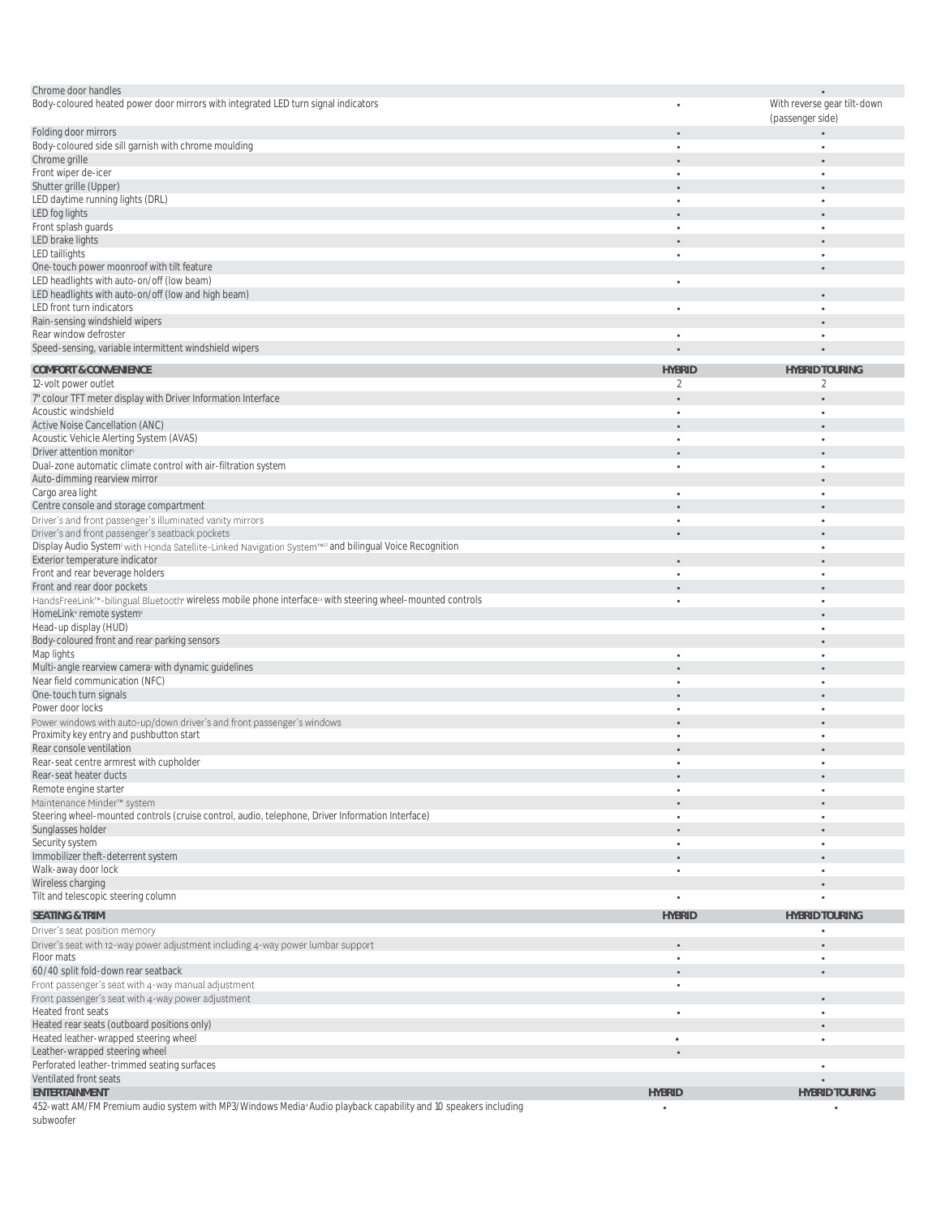| | | |
|---|---|---|
| Chrome door handles | | • |
| Body-coloured heated power door mirrors with integrated LED turn signal indicators | • | With reverse gear tilt-down (passenger side) |
| Folding door mirrors | • | • |
| Body-coloured side sill garnish with chrome moulding | • | • |
| Chrome grille | • | • |
| Front wiper de-icer | • | • |
| Shutter grille (Upper) | • | • |
| LED daytime running lights (DRL) | • | • |
| LED fog lights | • | • |
| Front splash guards | • | • |
| LED brake lights | • | • |
| LED taillights | • | • |
| One-touch power moonroof with tilt feature | | • |
| LED headlights with auto-on/off (low beam) | • | |
| LED headlights with auto-on/off (low and high beam) | | • |
| LED front turn indicators | • | • |
| Rain-sensing windshield wipers | | • |
| Rear window defroster | • | • |
| Speed-sensing, variable intermittent windshield wipers | • | • |

| COMFORT & CONVENIENCE | HYBRID | HYBRID TOURING |
|---|---|---|
| 12-volt power outlet | 2 | 2 |
| 7" colour TFT meter display with Driver Information Interface | • | • |
| Acoustic windshield | • | • |
| Active Noise Cancellation (ANC) | • | • |
| Acoustic Vehicle Alerting System (AVAS) | • | • |
| Driver attention monitor[5] | • | • |
| Dual-zone automatic climate control with air-filtration system | • | • |
| Auto-dimming rearview mirror | | • |
| Cargo area light | • | • |
| Centre console and storage compartment | • | • |
| Driver's and front passenger's illuminated vanity mirrors | • | • |
| Driver's and front passenger's seatback pockets | • | • |
| Display Audio System[2] with Honda Satellite-Linked Navigation System™[2,7] and bilingual Voice Recognition | | • |
| Exterior temperature indicator | • | • |
| Front and rear beverage holders | • | • |
| Front and rear door pockets | • | • |
| HandsFreeLink™-bilingual Bluetooth® wireless mobile phone interface[2,4] with steering wheel-mounted controls | • | • |
| HomeLink® remote system[6] | | • |
| Head-up display (HUD) | | • |
| Body-coloured front and rear parking sensors | | • |
| Map lights | • | • |
| Multi-angle rearview camera[2] with dynamic guidelines | • | • |
| Near field communication (NFC) | • | • |
| One-touch turn signals | • | • |
| Power door locks | • | • |
| Power windows with auto-up/down driver's and front passenger's windows | • | • |
| Proximity key entry and pushbutton start | • | • |
| Rear console ventilation | • | • |
| Rear-seat centre armrest with cupholder | • | • |
| Rear-seat heater ducts | • | • |
| Remote engine starter | • | • |
| Maintenance Minder™ system | • | • |
| Steering wheel-mounted controls (cruise control, audio, telephone, Driver Information Interface) | • | • |
| Sunglasses holder | • | • |
| Security system | • | • |
| Immobilizer theft-deterrent system | • | • |
| Walk-away door lock | • | • |
| Wireless charging | | • |
| Tilt and telescopic steering column | • | • |

| SEATING & TRIM | HYBRID | HYBRID TOURING |
|---|---|---|
| Driver's seat position memory | | • |
| Driver's seat with 12-way power adjustment including 4-way power lumbar support | • | • |
| Floor mats | • | • |
| 60/40 split fold-down rear seatback | • | • |
| Front passenger's seat with 4-way manual adjustment | • | |
| Front passenger's seat with 4-way power adjustment | | • |
| Heated front seats | • | • |
| Heated rear seats (outboard positions only) | | • |
| Heated leather-wrapped steering wheel | • | • |
| Leather-wrapped steering wheel | • | |
| Perforated leather-trimmed seating surfaces | | • |
| Ventilated front seats | | • |

| ENTERTAINMENT | HYBRID | HYBRID TOURING |
|---|---|---|
| 452-watt AM/FM Premium audio system with MP3/Windows Media® Audio playback capability and 10 speakers including subwoofer | • | • |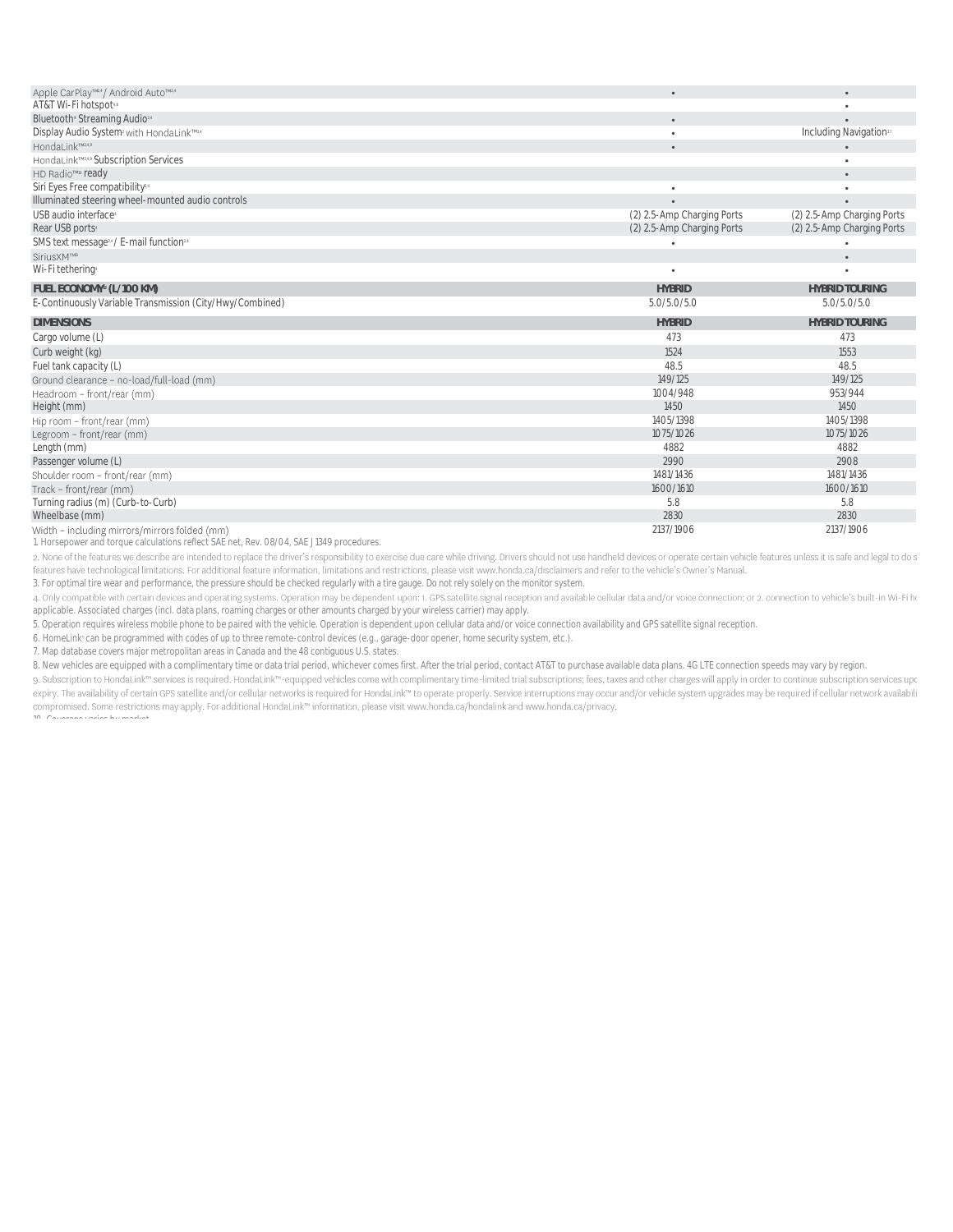| | | |
|---|---|---|
| Apple CarPlay™[2,4] / Android Auto™[2,4] | • | • |
| AT&T Wi-Fi hotspot[4,8] | | • |
| Bluetooth® Streaming Audio[2,4] | • | • |
| Display Audio System[2] with HondaLink™[2,4] | • | Including Navigation[2,7] |
| HondaLink™[2,4,9] | • | • |
| HondaLink™[2,4,9] Subscription Services | | • |
| HD Radio™[10] ready | | • |
| Siri Eyes Free compatibility[2,4] | • | • |
| Illuminated steering wheel-mounted audio controls | • | • |
| USB audio interface[4] | (2) 2.5-Amp Charging Ports | (2) 2.5-Amp Charging Ports |
| Rear USB ports[4] | (2) 2.5-Amp Charging Ports | (2) 2.5-Amp Charging Ports |
| SMS text message[2,4] / E-mail function[2,4] | • | • |
| SiriusXM™[10] | | • |
| Wi-Fi tethering[4] | • | • |

| FUEL ECONOMY[6] (L/100 KM) | HYBRID | HYBRID TOURING |
|---|---|---|
| E-Continuously Variable Transmission (City/Hwy/Combined) | 5.0/5.0/5.0 | 5.0/5.0/5.0 |

| DIMENSIONS | HYBRID | HYBRID TOURING |
|---|---|---|
| Cargo volume (L) | 473 | 473 |
| Curb weight (kg) | 1524 | 1553 |
| Fuel tank capacity (L) | 48.5 | 48.5 |
| Ground clearance – no-load/full-load (mm) | 149/125 | 149/125 |
| Headroom – front/rear (mm) | 1004/948 | 953/944 |
| Height (mm) | 1450 | 1450 |
| Hip room – front/rear (mm) | 1405/1398 | 1405/1398 |
| Legroom – front/rear (mm) | 1075/1026 | 1075/1026 |
| Length (mm) | 4882 | 4882 |
| Passenger volume (L) | 2990 | 2908 |
| Shoulder room – front/rear (mm) | 1481/1436 | 1481/1436 |
| Track – front/rear (mm) | 1600/1610 | 1600/1610 |
| Turning radius (m) (Curb-to-Curb) | 5.8 | 5.8 |
| Wheelbase (mm) | 2830 | 2830 |
| Width – including mirrors/mirrors folded (mm) | 2137/1906 | 2137/1906 |

1. Horsepower and torque calculations reflect SAE net, Rev. 08/04, SAE J1349 procedures.

2. None of the features we describe are intended to replace the driver's responsibility to exercise due care while driving. Drivers should not use handheld devices or operate certain vehicle features unless it is safe and legal to do s features have technological limitations. For additional feature information, limitations and restrictions, please visit www.honda.ca/disclaimers and refer to the vehicle's Owner's Manual.

3. For optimal tire wear and performance, the pressure should be checked regularly with a tire gauge. Do not rely solely on the monitor system.

4. Only compatible with certain devices and operating systems. Operation may be dependent upon: 1. GPS satellite signal reception and available cellular data and/or voice connection; or 2. connection to vehicle's built-in Wi-Fi ho applicable. Associated charges (incl. data plans, roaming charges or other amounts charged by your wireless carrier) may apply.

5. Operation requires wireless mobile phone to be paired with the vehicle. Operation is dependent upon cellular data and/or voice connection availability and GPS satellite signal reception.

6. HomeLink® can be programmed with codes of up to three remote-control devices (e.g., garage-door opener, home security system, etc.).

7. Map database covers major metropolitan areas in Canada and the 48 contiguous U.S. states.

8. New vehicles are equipped with a complimentary time or data trial period, whichever comes first. After the trial period, contact AT&T to purchase available data plans. 4G LTE connection speeds may vary by region.

9. Subscription to HondaLink™ services is required. HondaLink™-equipped vehicles come with complimentary time-limited trial subscriptions; fees, taxes and other charges will apply in order to continue subscription services upo expiry. The availability of certain GPS satellite and/or cellular networks is required for HondaLink™ to operate properly. Service interruptions may occur and/or vehicle system upgrades may be required if cellular network availabili compromised. Some restrictions may apply. For additional HondaLink™ information, please visit www.honda.ca/hondalink and www.honda.ca/privacy.

10. Coverage varies by market.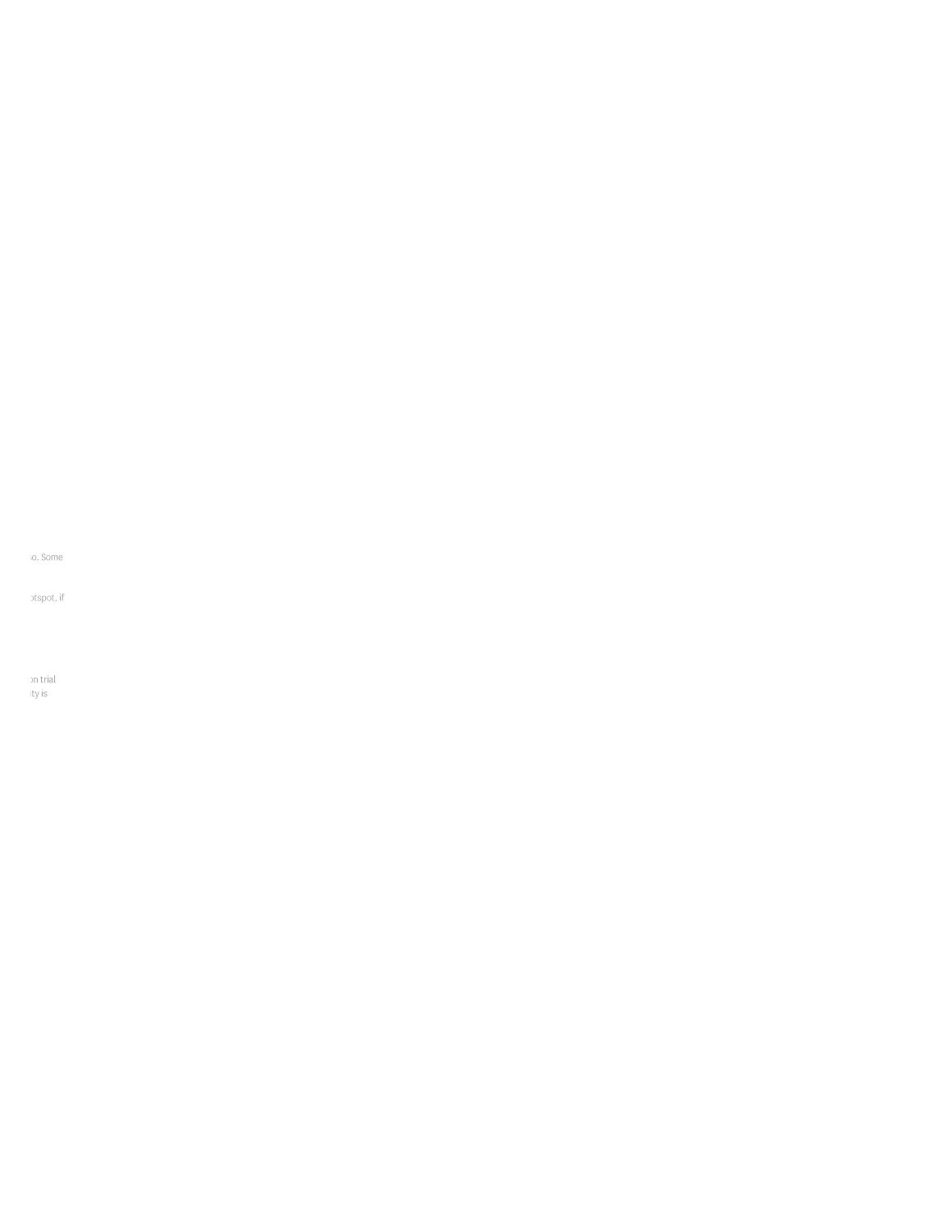o. Some

otspot, if

on trial
ity is